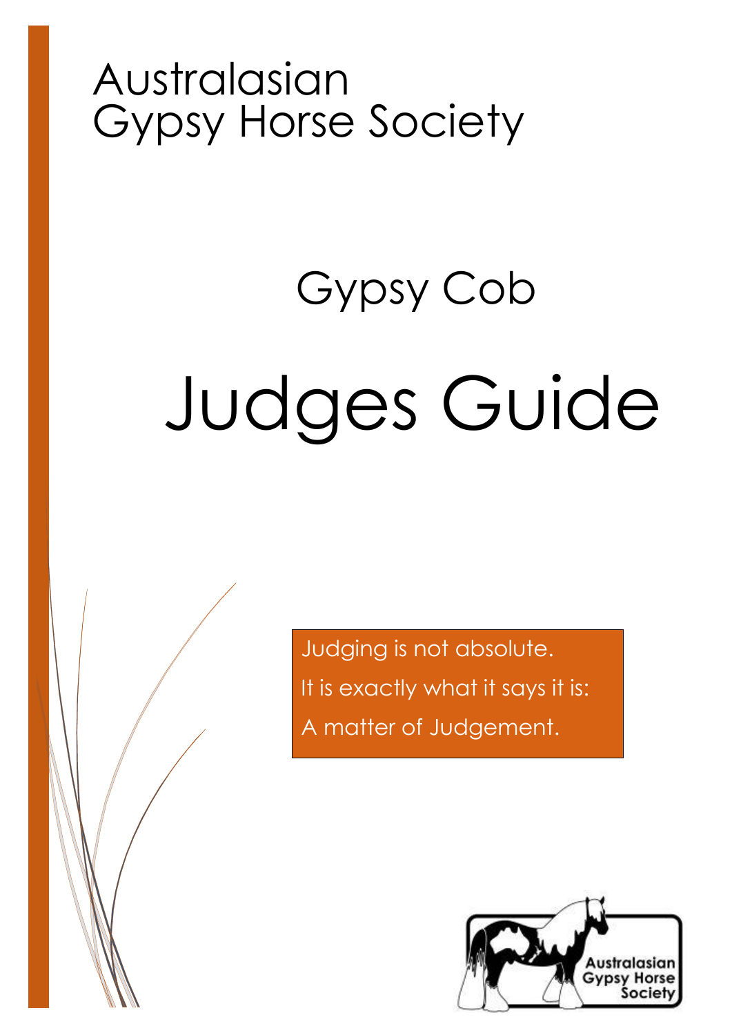Australasian
Gypsy Horse Society

# Gypsy Cob

# Judges Guide

Judging is not absolute.
It is exactly what it says it is:
A matter of Judgement.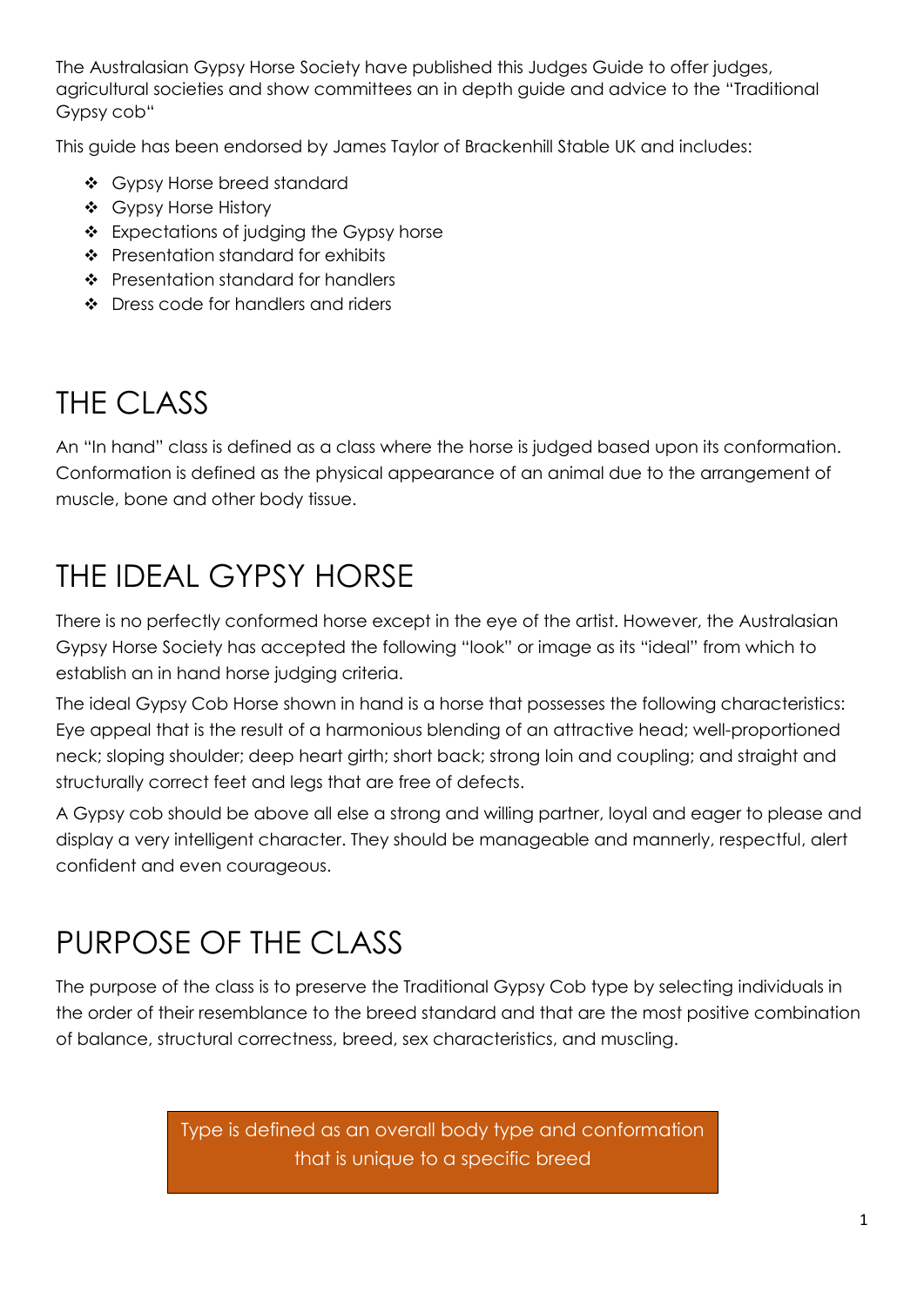The Australasian Gypsy Horse Society have published this Judges Guide to offer judges, agricultural societies and show committees an in depth guide and advice to the "Traditional Gypsy cob"

This guide has been endorsed by James Taylor of Brackenhill Stable UK and includes:

- Gypsy Horse breed standard
- Gypsy Horse History
- Expectations of judging the Gypsy horse
- Presentation standard for exhibits
- Presentation standard for handlers
- Dress code for handlers and riders

# THE CLASS

An "In hand" class is defined as a class where the horse is judged based upon its conformation. Conformation is defined as the physical appearance of an animal due to the arrangement of muscle, bone and other body tissue.

# THE IDEAL GYPSY HORSE

There is no perfectly conformed horse except in the eye of the artist. However, the Australasian Gypsy Horse Society has accepted the following "look" or image as its "ideal" from which to establish an in hand horse judging criteria.

The ideal Gypsy Cob Horse shown in hand is a horse that possesses the following characteristics: Eye appeal that is the result of a harmonious blending of an attractive head; well-proportioned neck; sloping shoulder; deep heart girth; short back; strong loin and coupling; and straight and structurally correct feet and legs that are free of defects.

A Gypsy cob should be above all else a strong and willing partner, loyal and eager to please and display a very intelligent character. They should be manageable and mannerly, respectful, alert confident and even courageous.

# PURPOSE OF THE CLASS

The purpose of the class is to preserve the Traditional Gypsy Cob type by selecting individuals in the order of their resemblance to the breed standard and that are the most positive combination of balance, structural correctness, breed, sex characteristics, and muscling.

Type is defined as an overall body type and conformation that is unique to a specific breed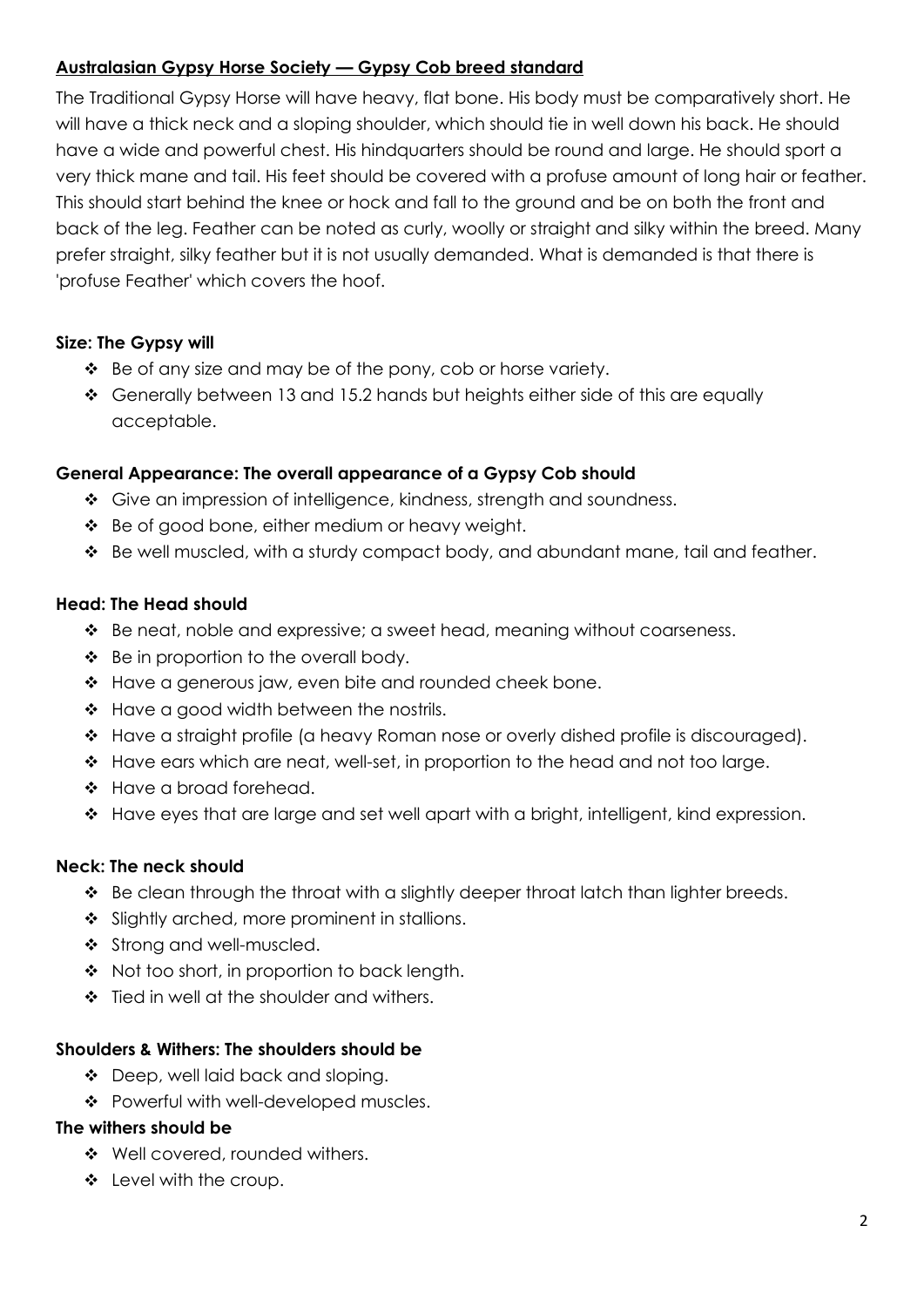## Australasian Gypsy Horse Society — Gypsy Cob breed standard

The Traditional Gypsy Horse will have heavy, flat bone. His body must be comparatively short. He will have a thick neck and a sloping shoulder, which should tie in well down his back. He should have a wide and powerful chest. His hindquarters should be round and large. He should sport a very thick mane and tail. His feet should be covered with a profuse amount of long hair or feather. This should start behind the knee or hock and fall to the ground and be on both the front and back of the leg. Feather can be noted as curly, woolly or straight and silky within the breed. Many prefer straight, silky feather but it is not usually demanded. What is demanded is that there is 'profuse Feather' which covers the hoof.

### Size: The Gypsy will

- Be of any size and may be of the pony, cob or horse variety.
- Generally between 13 and 15.2 hands but heights either side of this are equally acceptable.

### General Appearance: The overall appearance of a Gypsy Cob should

- Give an impression of intelligence, kindness, strength and soundness.
- Be of good bone, either medium or heavy weight.
- Be well muscled, with a sturdy compact body, and abundant mane, tail and feather.

### Head: The Head should

- Be neat, noble and expressive; a sweet head, meaning without coarseness.
- Be in proportion to the overall body.
- Have a generous jaw, even bite and rounded cheek bone.
- Have a good width between the nostrils.
- Have a straight profile (a heavy Roman nose or overly dished profile is discouraged).
- Have ears which are neat, well-set, in proportion to the head and not too large.
- Have a broad forehead.
- Have eyes that are large and set well apart with a bright, intelligent, kind expression.

### Neck: The neck should

- Be clean through the throat with a slightly deeper throat latch than lighter breeds.
- Slightly arched, more prominent in stallions.
- Strong and well-muscled.
- Not too short, in proportion to back length.
- Tied in well at the shoulder and withers.

### Shoulders & Withers: The shoulders should be

- Deep, well laid back and sloping.
- Powerful with well-developed muscles.

### The withers should be

- Well covered, rounded withers.
- Level with the croup.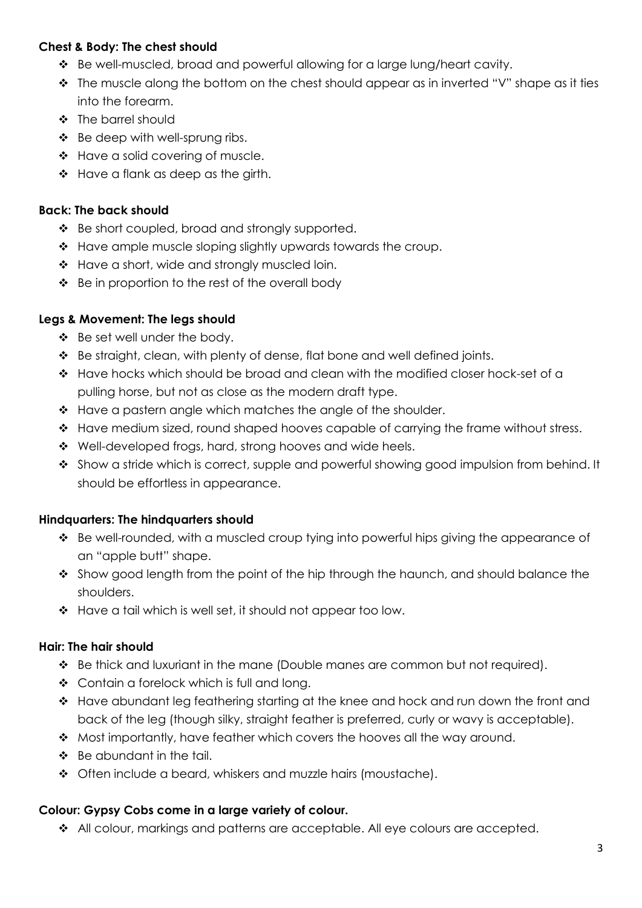**Chest & Body: The chest should**

- Be well-muscled, broad and powerful allowing for a large lung/heart cavity.
- The muscle along the bottom on the chest should appear as in inverted "V" shape as it ties into the forearm.
- The barrel should
- Be deep with well-sprung ribs.
- Have a solid covering of muscle.
- Have a flank as deep as the girth.

**Back: The back should**

- Be short coupled, broad and strongly supported.
- Have ample muscle sloping slightly upwards towards the croup.
- Have a short, wide and strongly muscled loin.
- Be in proportion to the rest of the overall body

**Legs & Movement: The legs should**

- Be set well under the body.
- Be straight, clean, with plenty of dense, flat bone and well defined joints.
- Have hocks which should be broad and clean with the modified closer hock-set of a pulling horse, but not as close as the modern draft type.
- Have a pastern angle which matches the angle of the shoulder.
- Have medium sized, round shaped hooves capable of carrying the frame without stress.
- Well-developed frogs, hard, strong hooves and wide heels.
- Show a stride which is correct, supple and powerful showing good impulsion from behind. It should be effortless in appearance.

**Hindquarters: The hindquarters should**

- Be well-rounded, with a muscled croup tying into powerful hips giving the appearance of an "apple butt" shape.
- Show good length from the point of the hip through the haunch, and should balance the shoulders.
- Have a tail which is well set, it should not appear too low.

**Hair: The hair should**

- Be thick and luxuriant in the mane (Double manes are common but not required).
- Contain a forelock which is full and long.
- Have abundant leg feathering starting at the knee and hock and run down the front and back of the leg (though silky, straight feather is preferred, curly or wavy is acceptable).
- Most importantly, have feather which covers the hooves all the way around.
- Be abundant in the tail.
- Often include a beard, whiskers and muzzle hairs (moustache).

**Colour: Gypsy Cobs come in a large variety of colour.**

- All colour, markings and patterns are acceptable. All eye colours are accepted.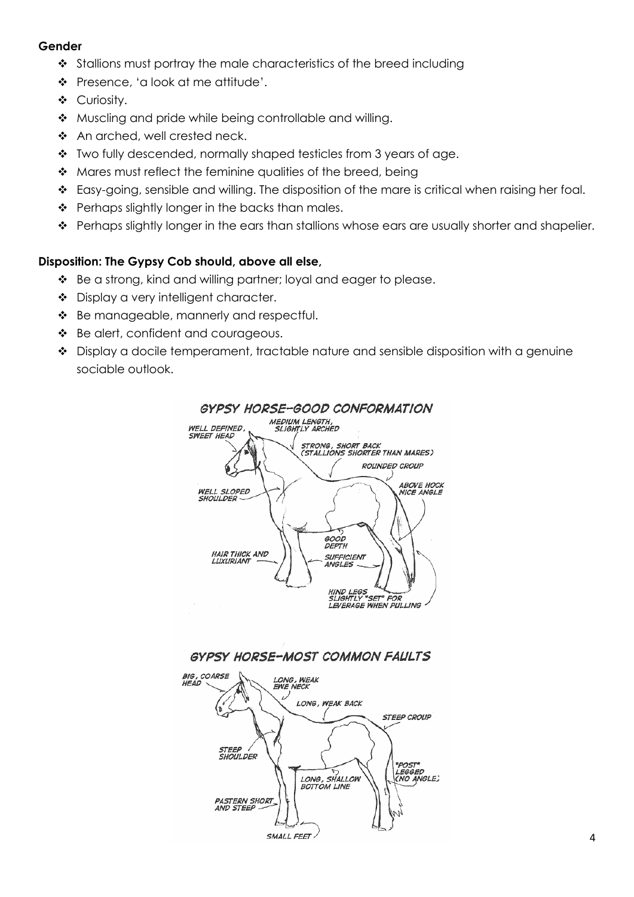**Gender**

- Stallions must portray the male characteristics of the breed including
- Presence, 'a look at me attitude'.
- Curiosity.
- Muscling and pride while being controllable and willing.
- An arched, well crested neck.
- Two fully descended, normally shaped testicles from 3 years of age.
- Mares must reflect the feminine qualities of the breed, being
- Easy-going, sensible and willing. The disposition of the mare is critical when raising her foal.
- Perhaps slightly longer in the backs than males.
- Perhaps slightly longer in the ears than stallions whose ears are usually shorter and shapelier.

**Disposition: The Gypsy Cob should, above all else,**

- Be a strong, kind and willing partner; loyal and eager to please.
- Display a very intelligent character.
- Be manageable, mannerly and respectful.
- Be alert, confident and courageous.
- Display a docile temperament, tractable nature and sensible disposition with a genuine sociable outlook.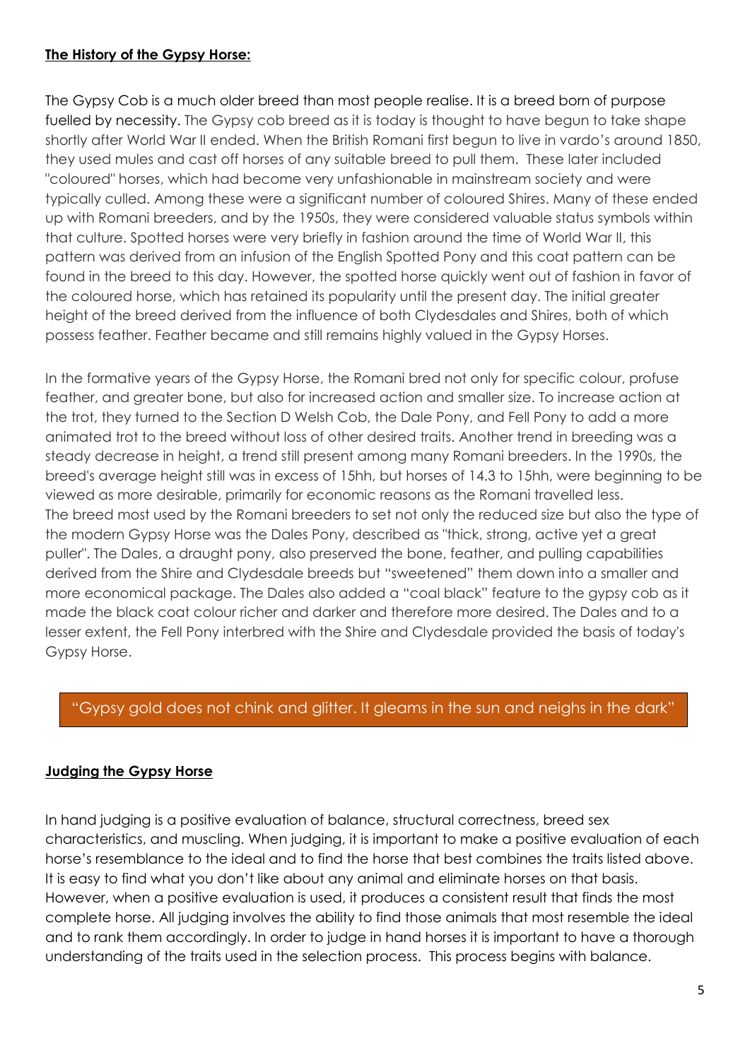**The History of the Gypsy Horse:**

The Gypsy Cob is a much older breed than most people realise. It is a breed born of purpose fuelled by necessity. The Gypsy cob breed as it is today is thought to have begun to take shape shortly after World War II ended. When the British Romani first begun to live in vardo's around 1850, they used mules and cast off horses of any suitable breed to pull them. These later included "coloured" horses, which had become very unfashionable in mainstream society and were typically culled. Among these were a significant number of coloured Shires. Many of these ended up with Romani breeders, and by the 1950s, they were considered valuable status symbols within that culture. Spotted horses were very briefly in fashion around the time of World War II, this pattern was derived from an infusion of the English Spotted Pony and this coat pattern can be found in the breed to this day. However, the spotted horse quickly went out of fashion in favor of the coloured horse, which has retained its popularity until the present day. The initial greater height of the breed derived from the influence of both Clydesdales and Shires, both of which possess feather. Feather became and still remains highly valued in the Gypsy Horses.

In the formative years of the Gypsy Horse, the Romani bred not only for specific colour, profuse feather, and greater bone, but also for increased action and smaller size. To increase action at the trot, they turned to the Section D Welsh Cob, the Dale Pony, and Fell Pony to add a more animated trot to the breed without loss of other desired traits. Another trend in breeding was a steady decrease in height, a trend still present among many Romani breeders. In the 1990s, the breed's average height still was in excess of 15hh, but horses of 14.3 to 15hh, were beginning to be viewed as more desirable, primarily for economic reasons as the Romani travelled less.
The breed most used by the Romani breeders to set not only the reduced size but also the type of the modern Gypsy Horse was the Dales Pony, described as "thick, strong, active yet a great puller". The Dales, a draught pony, also preserved the bone, feather, and pulling capabilities derived from the Shire and Clydesdale breeds but "sweetened" them down into a smaller and more economical package. The Dales also added a "coal black" feature to the gypsy cob as it made the black coat colour richer and darker and therefore more desired. The Dales and to a lesser extent, the Fell Pony interbred with the Shire and Clydesdale provided the basis of today's Gypsy Horse.

> "Gypsy gold does not chink and glitter. It gleams in the sun and neighs in the dark"

**Judging the Gypsy Horse**

In hand judging is a positive evaluation of balance, structural correctness, breed sex characteristics, and muscling. When judging, it is important to make a positive evaluation of each horse's resemblance to the ideal and to find the horse that best combines the traits listed above. It is easy to find what you don't like about any animal and eliminate horses on that basis. However, when a positive evaluation is used, it produces a consistent result that finds the most complete horse. All judging involves the ability to find those animals that most resemble the ideal and to rank them accordingly. In order to judge in hand horses it is important to have a thorough understanding of the traits used in the selection process. This process begins with balance.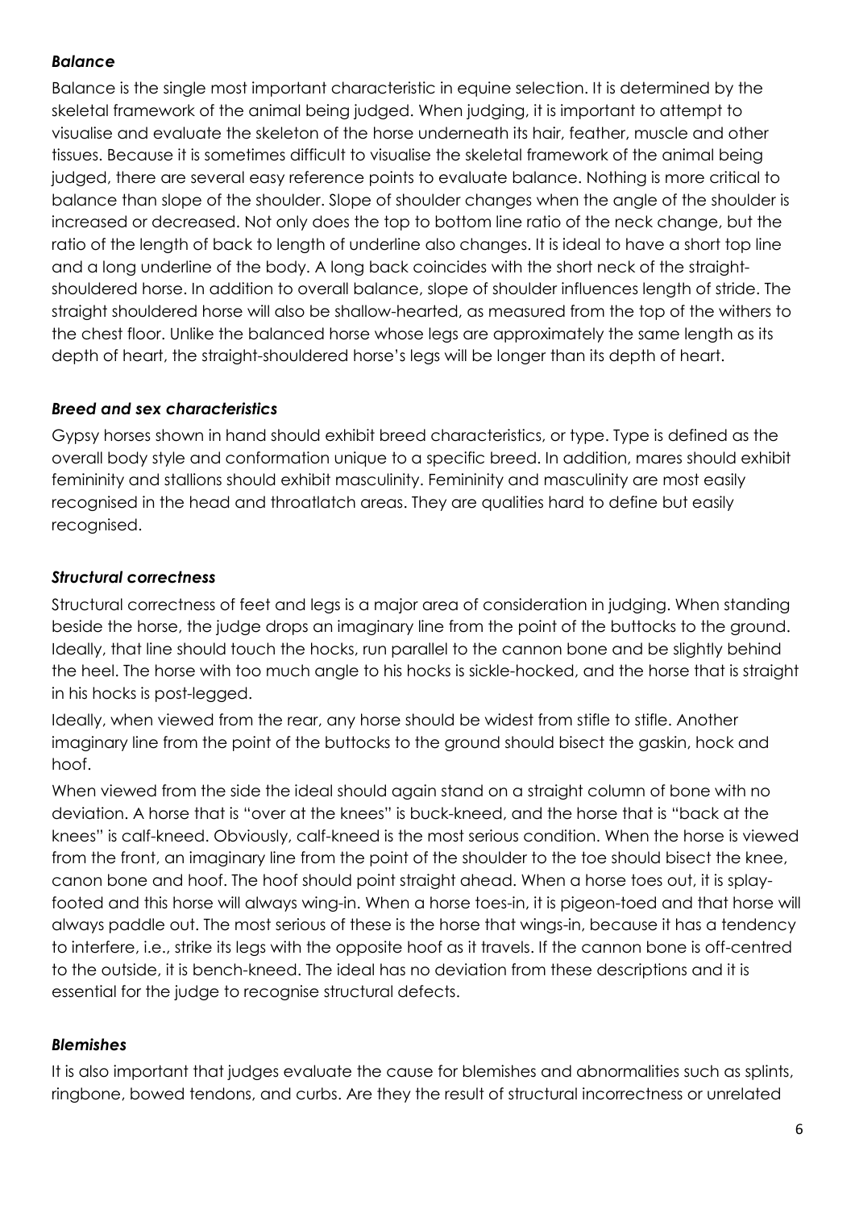### *Balance*

Balance is the single most important characteristic in equine selection. It is determined by the skeletal framework of the animal being judged. When judging, it is important to attempt to visualise and evaluate the skeleton of the horse underneath its hair, feather, muscle and other tissues. Because it is sometimes difficult to visualise the skeletal framework of the animal being judged, there are several easy reference points to evaluate balance. Nothing is more critical to balance than slope of the shoulder. Slope of shoulder changes when the angle of the shoulder is increased or decreased. Not only does the top to bottom line ratio of the neck change, but the ratio of the length of back to length of underline also changes. It is ideal to have a short top line and a long underline of the body. A long back coincides with the short neck of the straight-shouldered horse. In addition to overall balance, slope of shoulder influences length of stride. The straight shouldered horse will also be shallow-hearted, as measured from the top of the withers to the chest floor. Unlike the balanced horse whose legs are approximately the same length as its depth of heart, the straight-shouldered horse's legs will be longer than its depth of heart.

### *Breed and sex characteristics*

Gypsy horses shown in hand should exhibit breed characteristics, or type. Type is defined as the overall body style and conformation unique to a specific breed. In addition, mares should exhibit femininity and stallions should exhibit masculinity. Femininity and masculinity are most easily recognised in the head and throatlatch areas. They are qualities hard to define but easily recognised.

### *Structural correctness*

Structural correctness of feet and legs is a major area of consideration in judging. When standing beside the horse, the judge drops an imaginary line from the point of the buttocks to the ground. Ideally, that line should touch the hocks, run parallel to the cannon bone and be slightly behind the heel. The horse with too much angle to his hocks is sickle-hocked, and the horse that is straight in his hocks is post-legged.

Ideally, when viewed from the rear, any horse should be widest from stifle to stifle. Another imaginary line from the point of the buttocks to the ground should bisect the gaskin, hock and hoof.

When viewed from the side the ideal should again stand on a straight column of bone with no deviation. A horse that is "over at the knees" is buck-kneed, and the horse that is "back at the knees" is calf-kneed. Obviously, calf-kneed is the most serious condition. When the horse is viewed from the front, an imaginary line from the point of the shoulder to the toe should bisect the knee, canon bone and hoof. The hoof should point straight ahead. When a horse toes out, it is splay-footed and this horse will always wing-in. When a horse toes-in, it is pigeon-toed and that horse will always paddle out. The most serious of these is the horse that wings-in, because it has a tendency to interfere, i.e., strike its legs with the opposite hoof as it travels. If the cannon bone is off-centred to the outside, it is bench-kneed. The ideal has no deviation from these descriptions and it is essential for the judge to recognise structural defects.

### *Blemishes*

It is also important that judges evaluate the cause for blemishes and abnormalities such as splints, ringbone, bowed tendons, and curbs. Are they the result of structural incorrectness or unrelated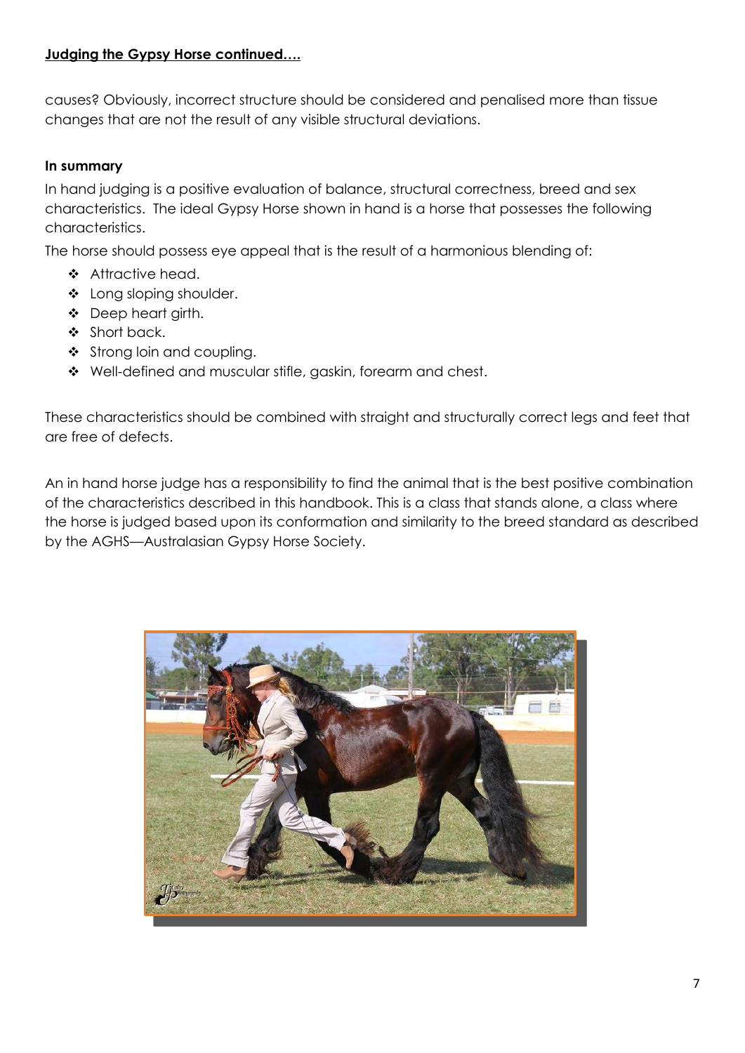**Judging the Gypsy Horse continued….**

causes? Obviously, incorrect structure should be considered and penalised more than tissue changes that are not the result of any visible structural deviations.

**In summary**

In hand judging is a positive evaluation of balance, structural correctness, breed and sex characteristics. The ideal Gypsy Horse shown in hand is a horse that possesses the following characteristics.

The horse should possess eye appeal that is the result of a harmonious blending of:

- Attractive head.
- Long sloping shoulder.
- Deep heart girth.
- Short back.
- Strong loin and coupling.
- Well-defined and muscular stifle, gaskin, forearm and chest.

These characteristics should be combined with straight and structurally correct legs and feet that are free of defects.

An in hand horse judge has a responsibility to find the animal that is the best positive combination of the characteristics described in this handbook. This is a class that stands alone, a class where the horse is judged based upon its conformation and similarity to the breed standard as described by the AGHS—Australasian Gypsy Horse Society.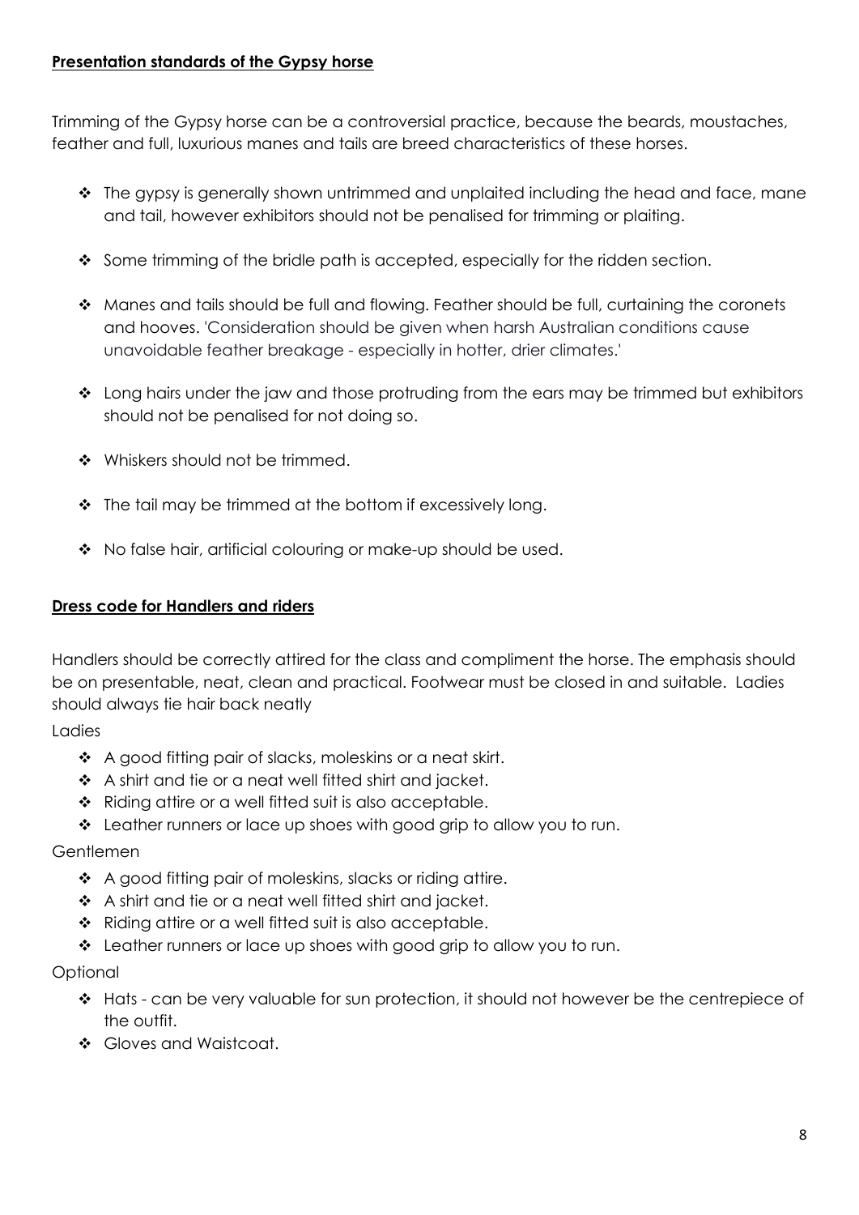**Presentation standards of the Gypsy horse**

Trimming of the Gypsy horse can be a controversial practice, because the beards, moustaches, feather and full, luxurious manes and tails are breed characteristics of these horses.

- The gypsy is generally shown untrimmed and unplaited including the head and face, mane and tail, however exhibitors should not be penalised for trimming or plaiting.
- Some trimming of the bridle path is accepted, especially for the ridden section.
- Manes and tails should be full and flowing. Feather should be full, curtaining the coronets and hooves. 'Consideration should be given when harsh Australian conditions cause unavoidable feather breakage - especially in hotter, drier climates.'
- Long hairs under the jaw and those protruding from the ears may be trimmed but exhibitors should not be penalised for not doing so.
- Whiskers should not be trimmed.
- The tail may be trimmed at the bottom if excessively long.
- No false hair, artificial colouring or make-up should be used.

**Dress code for Handlers and riders**

Handlers should be correctly attired for the class and compliment the horse. The emphasis should be on presentable, neat, clean and practical. Footwear must be closed in and suitable. Ladies should always tie hair back neatly

Ladies

- A good fitting pair of slacks, moleskins or a neat skirt.
- A shirt and tie or a neat well fitted shirt and jacket.
- Riding attire or a well fitted suit is also acceptable.
- Leather runners or lace up shoes with good grip to allow you to run.

Gentlemen

- A good fitting pair of moleskins, slacks or riding attire.
- A shirt and tie or a neat well fitted shirt and jacket.
- Riding attire or a well fitted suit is also acceptable.
- Leather runners or lace up shoes with good grip to allow you to run.

Optional

- Hats - can be very valuable for sun protection, it should not however be the centrepiece of the outfit.
- Gloves and Waistcoat.